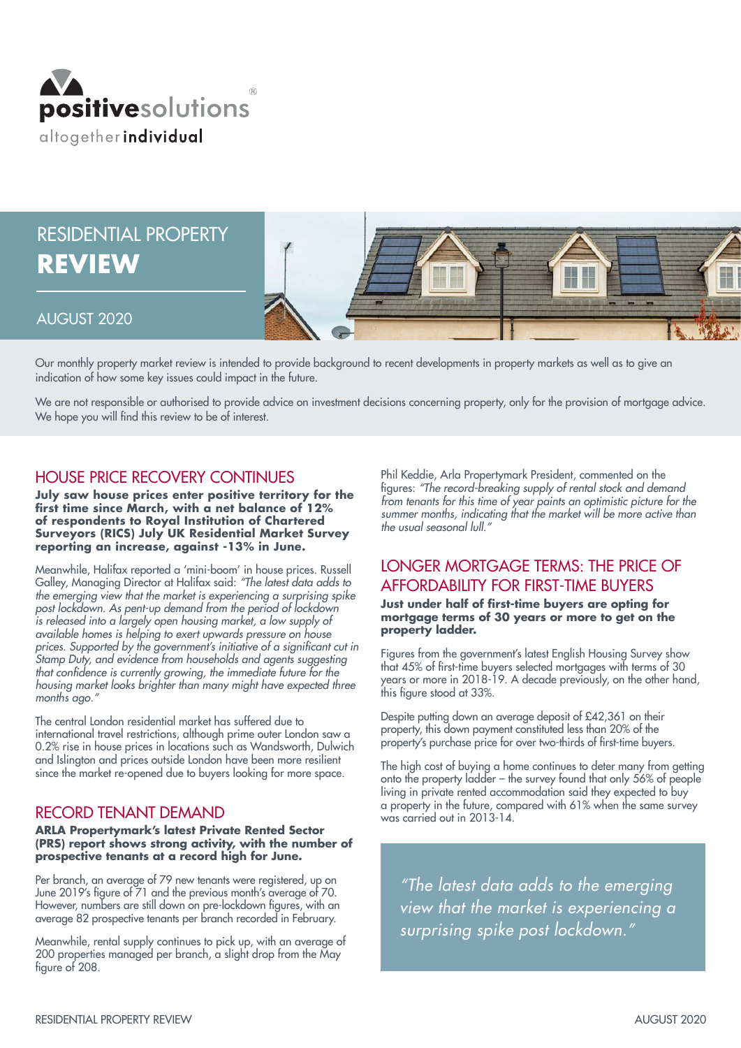positivesolutions®

altogether **individual**

# RESIDENTIAL PROPERTY **REVIEW**

AUGUST 2020

Our monthly property market review is intended to provide background to recent developments in property markets as well as to give an indication of how some key issues could impact in the future.

We are not responsible or authorised to provide advice on investment decisions concerning property, only for the provision of mortgage advice. We hope you will find this review to be of interest.

## HOUSE PRICE RECOVERY CONTINUES

**July saw house prices enter positive territory for the first time since March, with a net balance of 12% of respondents to Royal Institution of Chartered Surveyors (RICS) July UK Residential Market Survey reporting an increase, against -13% in June.**

Meanwhile, Halifax reported a 'mini-boom' in house prices. Russell Galley, Managing Director at Halifax said: *"The latest data adds to the emerging view that the market is experiencing a surprising spike post lockdown. As pent-up demand from the period of lockdown is released into a largely open housing market, a low supply of available homes is helping to exert upwards pressure on house prices. Supported by the government's initiative of a significant cut in Stamp Duty, and evidence from households and agents suggesting that confidence is currently growing, the immediate future for the housing market looks brighter than many might have expected three months ago."*

The central London residential market has suffered due to international travel restrictions, although prime outer London saw a 0.2% rise in house prices in locations such as Wandsworth, Dulwich and Islington and prices outside London have been more resilient since the market re-opened due to buyers looking for more space.

## RECORD TENANT DEMAND

**ARLA Propertymark's latest Private Rented Sector (PRS) report shows strong activity, with the number of prospective tenants at a record high for June.**

Per branch, an average of 79 new tenants were registered, up on June 2019's figure of 71 and the previous month's average of 70. However, numbers are still down on pre-lockdown figures, with an average 82 prospective tenants per branch recorded in February.

Meanwhile, rental supply continues to pick up, with an average of 200 properties managed per branch, a slight drop from the May figure of 208.

Phil Keddie, Arla Propertymark President, commented on the figures: *"The record-breaking supply of rental stock and demand from tenants for this time of year paints an optimistic picture for the summer months, indicating that the market will be more active than the usual seasonal lull."*

## LONGER MORTGAGE TERMS: THE PRICE OF AFFORDABILITY FOR FIRST-TIME BUYERS

**Just under half of first-time buyers are opting for mortgage terms of 30 years or more to get on the property ladder.**

Figures from the government's latest English Housing Survey show that 45% of first-time buyers selected mortgages with terms of 30 years or more in 2018-19. A decade previously, on the other hand, this figure stood at 33%.

Despite putting down an average deposit of £42,361 on their property, this down payment constituted less than 20% of the property's purchase price for over two-thirds of first-time buyers.

The high cost of buying a home continues to deter many from getting onto the property ladder – the survey found that only 56% of people living in private rented accommodation said they expected to buy a property in the future, compared with 61% when the same survey was carried out in 2013-14.

> *"The latest data adds to the emerging view that the market is experiencing a surprising spike post lockdown."*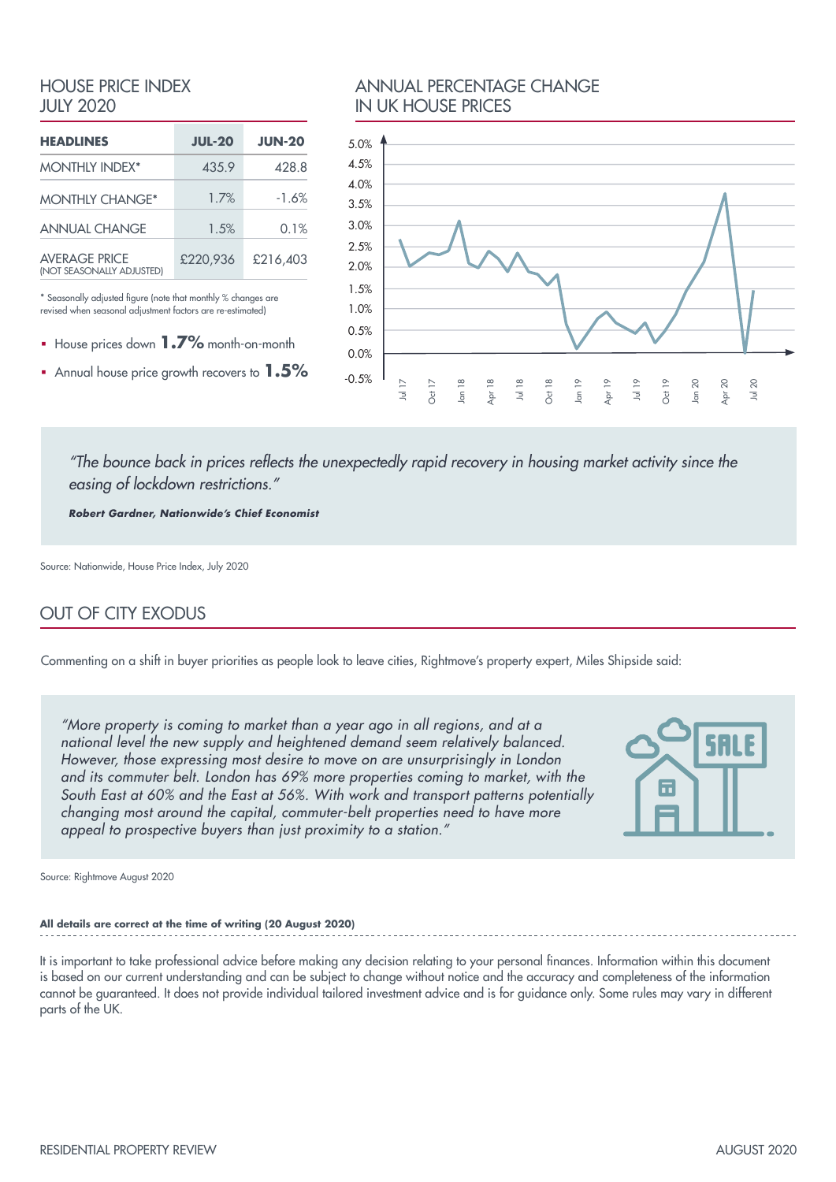## HOUSE PRICE INDEX JULY 2020

| HEADLINES | JUL-20 | JUN-20 |
|---|---|---|
| MONTHLY INDEX* | 435.9 | 428.8 |
| MONTHLY CHANGE* | 1.7% | -1.6% |
| ANNUAL CHANGE | 1.5% | 0.1% |
| AVERAGE PRICE (NOT SEASONALLY ADJUSTED) | £220,936 | £216,403 |

\* Seasonally adjusted figure (note that monthly % changes are revised when seasonal adjustment factors are re-estimated)

- House prices down **1.7%** month-on-month
- Annual house price growth recovers to **1.5%**

## ANNUAL PERCENTAGE CHANGE IN UK HOUSE PRICES

5.0%
4.5%
4.0%
3.5%
3.0%
2.5%
2.0%
1.5%
1.0%
0.5%
0.0%
-0.5%

Jul 17, Oct 17, Jan 18, Apr 18, Jul 18, Oct 18, Jan 19, Apr 19, Jul 19, Oct 19, Jan 20, Apr 20, Jul 20

*"The bounce back in prices reflects the unexpectedly rapid recovery in housing market activity since the easing of lockdown restrictions."*

***Robert Gardner, Nationwide's Chief Economist***

Source: Nationwide, House Price Index, July 2020

## OUT OF CITY EXODUS

Commenting on a shift in buyer priorities as people look to leave cities, Rightmove's property expert, Miles Shipside said:

*"More property is coming to market than a year ago in all regions, and at a national level the new supply and heightened demand seem relatively balanced. However, those expressing most desire to move on are unsurprisingly in London and its commuter belt. London has 69% more properties coming to market, with the South East at 60% and the East at 56%. With work and transport patterns potentially changing most around the capital, commuter-belt properties need to have more appeal to prospective buyers than just proximity to a station."*

Source: Rightmove August 2020

**All details are correct at the time of writing (20 August 2020)**

It is important to take professional advice before making any decision relating to your personal finances. Information within this document is based on our current understanding and can be subject to change without notice and the accuracy and completeness of the information cannot be guaranteed. It does not provide individual tailored investment advice and is for guidance only. Some rules may vary in different parts of the UK.